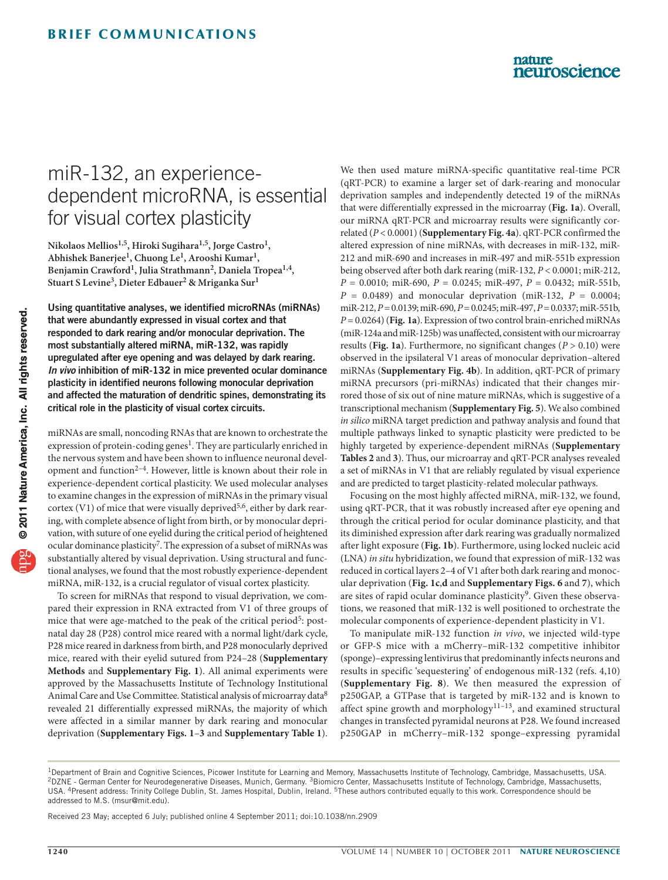# miR-132, an experience-dependent microRNA, is essential for visual cortex plasticity

Nikolaos Mellios[1,5], Hiroki Sugihara[1,5], Jorge Castro[1], Abhishek Banerjee[1], Chuong Le[1], Arooshi Kumar[1], Benjamin Crawford[1], Julia Strathmann[2], Daniela Tropea[1,4], Stuart S Levine[3], Dieter Edbauer[2] & Mriganka Sur[1]

**Using quantitative analyses, we identified microRNAs (miRNAs) that were abundantly expressed in visual cortex and that responded to dark rearing and/or monocular deprivation. The most substantially altered miRNA, miR-132, was rapidly upregulated after eye opening and was delayed by dark rearing. *In vivo* inhibition of miR-132 in mice prevented ocular dominance plasticity in identified neurons following monocular deprivation and affected the maturation of dendritic spines, demonstrating its critical role in the plasticity of visual cortex circuits.**

miRNAs are small, noncoding RNAs that are known to orchestrate the expression of protein-coding genes[1]. They are particularly enriched in the nervous system and have been shown to influence neuronal development and function[2–4]. However, little is known about their role in experience-dependent cortical plasticity. We used molecular analyses to examine changes in the expression of miRNAs in the primary visual cortex (V1) of mice that were visually deprived[5,6], either by dark rearing, with complete absence of light from birth, or by monocular deprivation, with suture of one eyelid during the critical period of heightened ocular dominance plasticity[7]. The expression of a subset of miRNAs was substantially altered by visual deprivation. Using structural and functional analyses, we found that the most robustly experience-dependent miRNA, miR-132, is a crucial regulator of visual cortex plasticity.

To screen for miRNAs that respond to visual deprivation, we compared their expression in RNA extracted from V1 of three groups of mice that were age-matched to the peak of the critical period[5]: postnatal day 28 (P28) control mice reared with a normal light/dark cycle, P28 mice reared in darkness from birth, and P28 monocularly deprived mice, reared with their eyelid sutured from P24–28 (**Supplementary Methods** and **Supplementary Fig. 1**). All animal experiments were approved by the Massachusetts Institute of Technology Institutional Animal Care and Use Committee. Statistical analysis of microarray data[8] revealed 21 differentially expressed miRNAs, the majority of which were affected in a similar manner by dark rearing and monocular deprivation (**Supplementary Figs. 1–3** and **Supplementary Table 1**).

We then used mature miRNA-specific quantitative real-time PCR (qRT-PCR) to examine a larger set of dark-rearing and monocular deprivation samples and independently detected 19 of the miRNAs that were differentially expressed in the microarray (**Fig. 1a**). Overall, our miRNA qRT-PCR and microarray results were significantly correlated ($P < 0.0001$) (**Supplementary Fig. 4a**). qRT-PCR confirmed the altered expression of nine miRNAs, with decreases in miR-132, miR-212 and miR-690 and increases in miR-497 and miR-551b expression being observed after both dark rearing (miR-132, $P < 0.0001$; miR-212, $P = 0.0010$; miR-690, $P = 0.0245$; miR-497, $P = 0.0432$; miR-551b, $P = 0.0489$) and monocular deprivation (miR-132, $P = 0.0004$; miR-212, $P = 0.0139$; miR-690, $P = 0.0245$; miR-497, $P = 0.0337$; miR-551b, $P = 0.0264$) (**Fig. 1a**). Expression of two control brain-enriched miRNAs (miR-124a and miR-125b) was unaffected, consistent with our microarray results (**Fig. 1a**). Furthermore, no significant changes ($P > 0.10$) were observed in the ipsilateral V1 areas of monocular deprivation–altered miRNAs (**Supplementary Fig. 4b**). In addition, qRT-PCR of primary miRNA precursors (pri-miRNAs) indicated that their changes mirrored those of six out of nine mature miRNAs, which is suggestive of a transcriptional mechanism (**Supplementary Fig. 5**). We also combined *in silico* miRNA target prediction and pathway analysis and found that multiple pathways linked to synaptic plasticity were predicted to be highly targeted by experience-dependent miRNAs (**Supplementary Tables 2** and **3**). Thus, our microarray and qRT-PCR analyses revealed a set of miRNAs in V1 that are reliably regulated by visual experience and are predicted to target plasticity-related molecular pathways.

Focusing on the most highly affected miRNA, miR-132, we found, using qRT-PCR, that it was robustly increased after eye opening and through the critical period for ocular dominance plasticity, and that its diminished expression after dark rearing was gradually normalized after light exposure (**Fig. 1b**). Furthermore, using locked nucleic acid (LNA) *in situ* hybridization, we found that expression of miR-132 was reduced in cortical layers 2–4 of V1 after both dark rearing and monocular deprivation (**Fig. 1c**,**d** and **Supplementary Figs. 6** and **7**), which are sites of rapid ocular dominance plasticity[9]. Given these observations, we reasoned that miR-132 is well positioned to orchestrate the molecular components of experience-dependent plasticity in V1.

To manipulate miR-132 function *in vivo*, we injected wild-type or GFP-S mice with a mCherry–miR-132 competitive inhibitor (sponge)–expressing lentivirus that predominantly infects neurons and results in specific 'sequestering' of endogenous miR-132 (refs. 4,10) (**Supplementary Fig. 8**). We then measured the expression of p250GAP, a GTPase that is targeted by miR-132 and is known to affect spine growth and morphology[11–13], and examined structural changes in transfected pyramidal neurons at P28. We found increased p250GAP in mCherry–miR-132 sponge–expressing pyramidal

[1]Department of Brain and Cognitive Sciences, Picower Institute for Learning and Memory, Massachusetts Institute of Technology, Cambridge, Massachusetts, USA. [2]DZNE - German Center for Neurodegenerative Diseases, Munich, Germany. [3]Biomicro Center, Massachusetts Institute of Technology, Cambridge, Massachusetts, USA. [4]Present address: Trinity College Dublin, St. James Hospital, Dublin, Ireland. [5]These authors contributed equally to this work. Correspondence should be addressed to M.S. (msur@mit.edu).

Received 23 May; accepted 6 July; published online 4 September 2011; doi:10.1038/nn.2909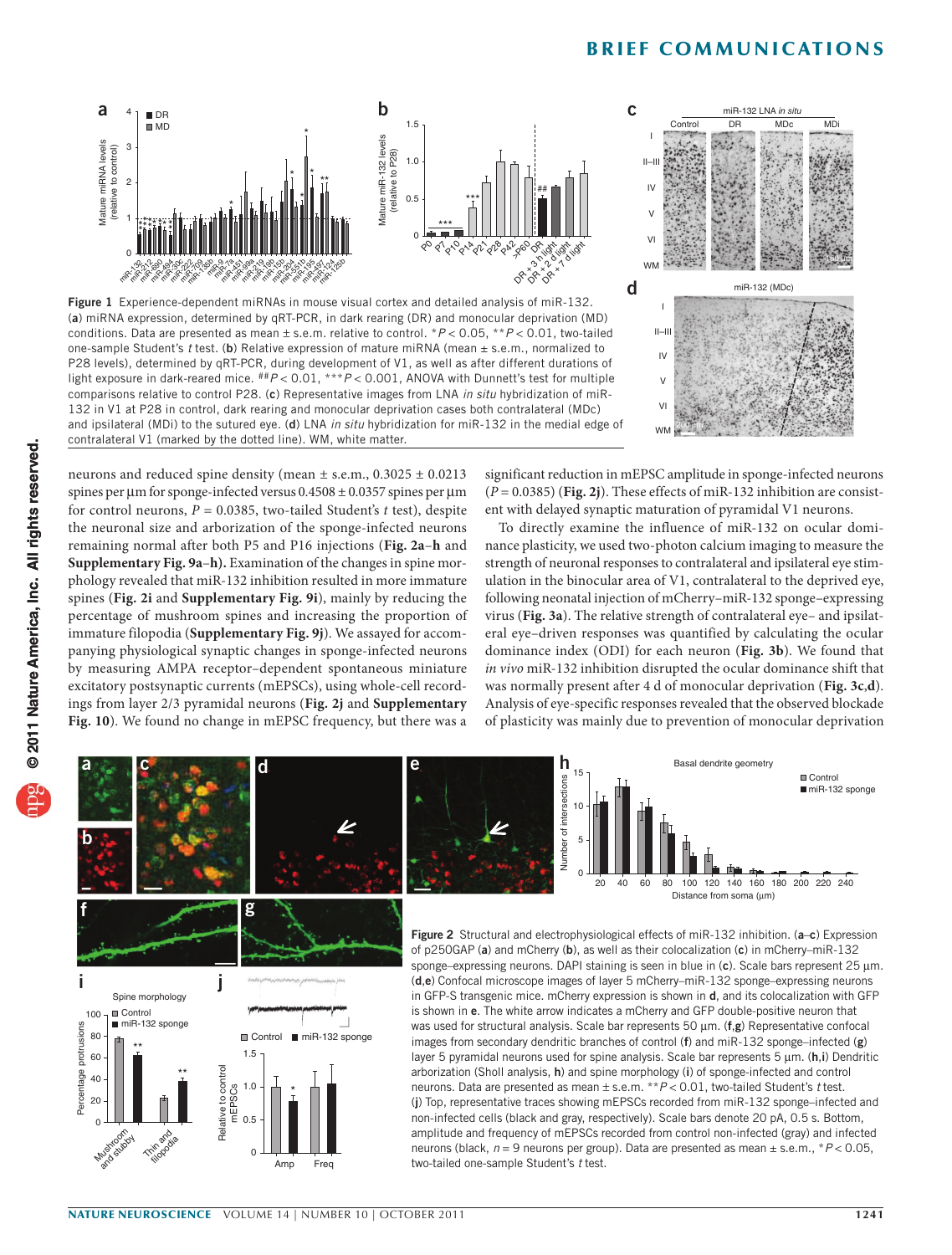**Figure 1** Experience-dependent miRNAs in mouse visual cortex and detailed analysis of miR-132. (**a**) miRNA expression, determined by qRT-PCR, in dark rearing (DR) and monocular deprivation (MD) conditions. Data are presented as mean ± s.e.m. relative to control. *$P < 0.05$, **$P < 0.01$, two-tailed one-sample Student's *t* test. (**b**) Relative expression of mature miRNA (mean ± s.e.m., normalized to P28 levels), determined by qRT-PCR, during development of V1, as well as after different durations of light exposure in dark-reared mice. ##$P < 0.01$, ***$P < 0.001$, ANOVA with Dunnett's test for multiple comparisons relative to control P28. (**c**) Representative images from LNA *in situ* hybridization of miR-132 in V1 at P28 in control, dark rearing and monocular deprivation cases both contralateral (MDc) and ipsilateral (MDi) to the sutured eye. (**d**) LNA *in situ* hybridization for miR-132 in the medial edge of contralateral V1 (marked by the dotted line). WM, white matter.

neurons and reduced spine density (mean ± s.e.m., 0.3025 ± 0.0213 spines per µm for sponge-infected versus 0.4508 ± 0.0357 spines per µm for control neurons, $P = 0.0385$, two-tailed Student's *t* test), despite the neuronal size and arborization of the sponge-infected neurons remaining normal after both P5 and P16 injections (**Fig. 2a–h** and **Supplementary Fig. 9a–h).** Examination of the changes in spine morphology revealed that miR-132 inhibition resulted in more immature spines (**Fig. 2i** and **Supplementary Fig. 9i**), mainly by reducing the percentage of mushroom spines and increasing the proportion of immature filopodia (**Supplementary Fig. 9j**). We assayed for accompanying physiological synaptic changes in sponge-infected neurons by measuring AMPA receptor–dependent spontaneous miniature excitatory postsynaptic currents (mEPSCs), using whole-cell recordings from layer 2/3 pyramidal neurons (**Fig. 2j** and **Supplementary Fig. 10**). We found no change in mEPSC frequency, but there was a significant reduction in mEPSC amplitude in sponge-infected neurons ($P = 0.0385$) (**Fig. 2j**). These effects of miR-132 inhibition are consistent with delayed synaptic maturation of pyramidal V1 neurons.

To directly examine the influence of miR-132 on ocular dominance plasticity, we used two-photon calcium imaging to measure the strength of neuronal responses to contralateral and ipsilateral eye stimulation in the binocular area of V1, contralateral to the deprived eye, following neonatal injection of mCherry–miR-132 sponge–expressing virus (**Fig. 3a**). The relative strength of contralateral eye– and ipsilateral eye–driven responses was quantified by calculating the ocular dominance index (ODI) for each neuron (**Fig. 3b**). We found that *in vivo* miR-132 inhibition disrupted the ocular dominance shift that was normally present after 4 d of monocular deprivation (**Fig. 3c,d**). Analysis of eye-specific responses revealed that the observed blockade of plasticity was mainly due to prevention of monocular deprivation

**Figure 2** Structural and electrophysiological effects of miR-132 inhibition. (**a–c**) Expression of p250GAP (**a**) and mCherry (**b**), as well as their colocalization (**c**) in mCherry–miR-132 sponge–expressing neurons. DAPI staining is seen in blue in (**c**). Scale bars represent 25 µm. (**d**,**e**) Confocal microscope images of layer 5 mCherry–miR-132 sponge–expressing neurons in GFP-S transgenic mice. mCherry expression is shown in **d**, and its colocalization with GFP is shown in **e**. The white arrow indicates a mCherry and GFP double-positive neuron that was used for structural analysis. Scale bar represents 50 µm. (**f**,**g**) Representative confocal images from secondary dendritic branches of control (**f**) and miR-132 sponge–infected (**g**) layer 5 pyramidal neurons used for spine analysis. Scale bars represent 5 µm. (**h**,**i**) Dendritic arborization (Sholl analysis, **h**) and spine morphology (**i**) of sponge-infected and control neurons. Data are presented as mean ± s.e.m. **$P < 0.01$, two-tailed Student's *t* test. (**j**) Top, representative traces showing mEPSCs recorded from miR-132 sponge–infected and non-infected cells (black and gray, respectively). Scale bars denote 20 pA, 0.5 s. Bottom, amplitude and frequency of mEPSCs recorded from control non-infected (gray) and infected neurons (black, $n = 9$ neurons per group). Data are presented as mean ± s.e.m., *$P < 0.05$, two-tailed one-sample Student's *t* test.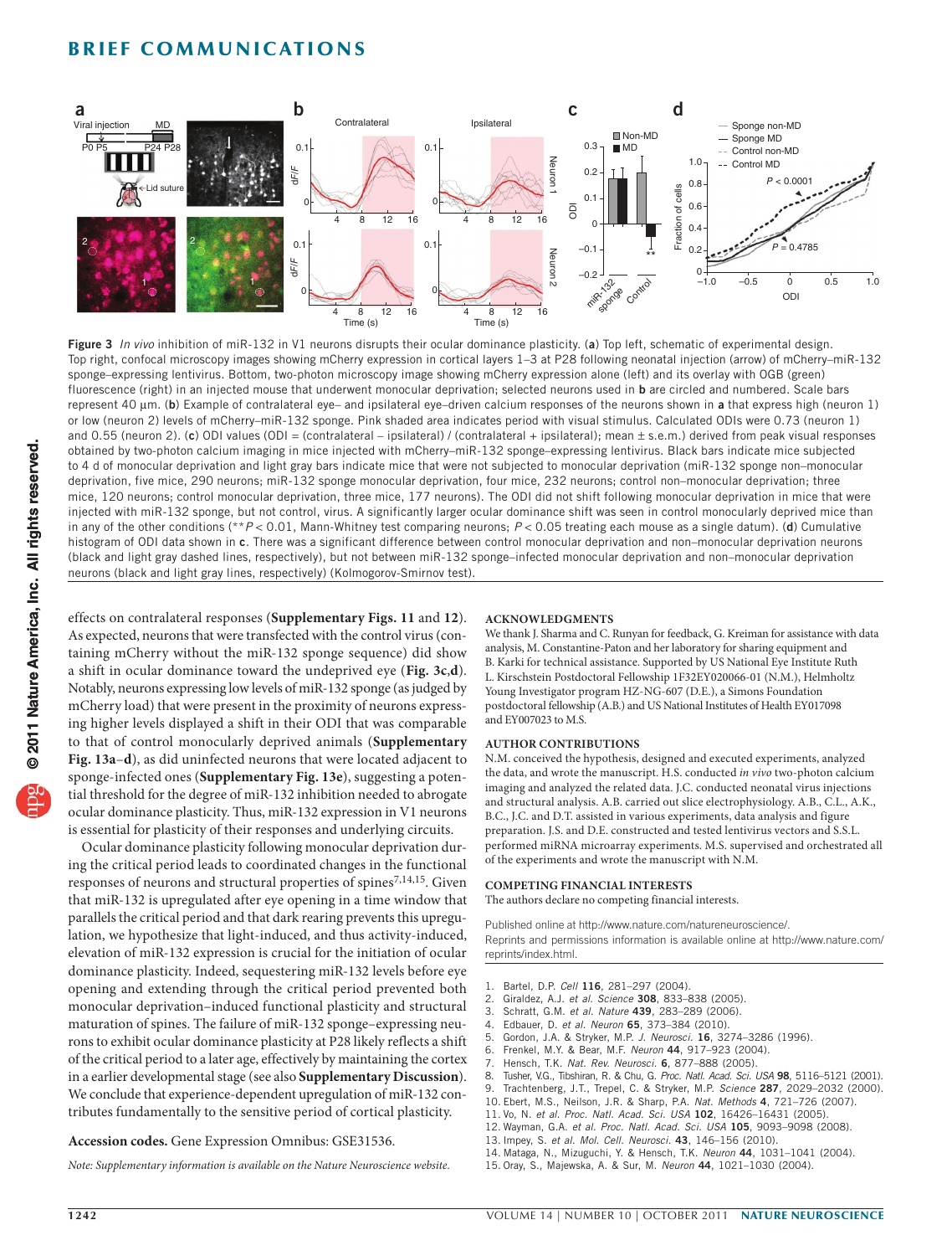a

Viral injection

MD

P0 P5

P24 P28

Lid suture

1

2

b

Contralateral

Ipsilateral

0.1

dF/F

0

4 8 12 16

Neuron 1

Neuron 2

Time (s)

c

0.3

Non-MD

MD

0.2

0.1

ODI

0

–0.1

–0.2

**

miR-132 sponge

Control

d

Sponge non-MD

Sponge MD

Control non-MD

Control MD

1.0

0.8

0.6

0.4

0.2

0

Fraction of cells

P < 0.0001

P = 0.4785

–1.0 –0.5 0 0.5 1.0

ODI

**Figure 3** *In vivo* inhibition of miR-132 in V1 neurons disrupts their ocular dominance plasticity. (**a**) Top left, schematic of experimental design. Top right, confocal microscopy images showing mCherry expression in cortical layers 1–3 at P28 following neonatal injection (arrow) of mCherry–miR-132 sponge–expressing lentivirus. Bottom, two-photon microscopy image showing mCherry expression alone (left) and its overlay with OGB (green) fluorescence (right) in an injected mouse that underwent monocular deprivation; selected neurons used in **b** are circled and numbered. Scale bars represent 40 μm. (**b**) Example of contralateral eye– and ipsilateral eye–driven calcium responses of the neurons shown in **a** that express high (neuron 1) or low (neuron 2) levels of mCherry–miR-132 sponge. Pink shaded area indicates period with visual stimulus. Calculated ODIs were 0.73 (neuron 1) and 0.55 (neuron 2). (**c**) ODI values (ODI = (contralateral – ipsilateral) / (contralateral + ipsilateral); mean ± s.e.m.) derived from peak visual responses obtained by two-photon calcium imaging in mice injected with mCherry–miR-132 sponge–expressing lentivirus. Black bars indicate mice subjected to 4 d of monocular deprivation and light gray bars indicate mice that were not subjected to monocular deprivation (miR-132 sponge non–monocular deprivation, five mice, 290 neurons; miR-132 sponge monocular deprivation, four mice, 232 neurons; control non–monocular deprivation; three mice, 120 neurons; control monocular deprivation, three mice, 177 neurons). The ODI did not shift following monocular deprivation in mice that were injected with miR-132 sponge, but not control, virus. A significantly larger ocular dominance shift was seen in control monocularly deprived mice than in any of the other conditions (\*\*$P < 0.01$, Mann-Whitney test comparing neurons; $P < 0.05$ treating each mouse as a single datum). (**d**) Cumulative histogram of ODI data shown in **c**. There was a significant difference between control monocular deprivation and non–monocular deprivation neurons (black and light gray dashed lines, respectively), but not between miR-132 sponge–infected monocular deprivation and non–monocular deprivation neurons (black and light gray lines, respectively) (Kolmogorov-Smirnov test).

effects on contralateral responses (**Supplementary Figs. 11** and **12**). As expected, neurons that were transfected with the control virus (containing mCherry without the miR-132 sponge sequence) did show a shift in ocular dominance toward the undeprived eye (**Fig. 3c**,**d**). Notably, neurons expressing low levels of miR-132 sponge (as judged by mCherry load) that were present in the proximity of neurons expressing higher levels displayed a shift in their ODI that was comparable to that of control monocularly deprived animals (**Supplementary Fig. 13a**–**d**), as did uninfected neurons that were located adjacent to sponge-infected ones (**Supplementary Fig. 13e**), suggesting a potential threshold for the degree of miR-132 inhibition needed to abrogate ocular dominance plasticity. Thus, miR-132 expression in V1 neurons is essential for plasticity of their responses and underlying circuits.

Ocular dominance plasticity following monocular deprivation during the critical period leads to coordinated changes in the functional responses of neurons and structural properties of spines[7,14,15]. Given that miR-132 is upregulated after eye opening in a time window that parallels the critical period and that dark rearing prevents this upregulation, we hypothesize that light-induced, and thus activity-induced, elevation of miR-132 expression is crucial for the initiation of ocular dominance plasticity. Indeed, sequestering miR-132 levels before eye opening and extending through the critical period prevented both monocular deprivation–induced functional plasticity and structural maturation of spines. The failure of miR-132 sponge–expressing neurons to exhibit ocular dominance plasticity at P28 likely reflects a shift of the critical period to a later age, effectively by maintaining the cortex in a earlier developmental stage (see also **Supplementary Discussion**). We conclude that experience-dependent upregulation of miR-132 contributes fundamentally to the sensitive period of cortical plasticity.

**Accession codes.** Gene Expression Omnibus: GSE31536.

*Note: Supplementary information is available on the Nature Neuroscience website.*

## ACKNOWLEDGMENTS

We thank J. Sharma and C. Runyan for feedback, G. Kreiman for assistance with data analysis, M. Constantine-Paton and her laboratory for sharing equipment and B. Karki for technical assistance. Supported by US National Eye Institute Ruth L. Kirschstein Postdoctoral Fellowship 1F32EY020066-01 (N.M.), Helmholtz Young Investigator program HZ-NG-607 (D.E.), a Simons Foundation postdoctoral fellowship (A.B.) and US National Institutes of Health EY017098 and EY007023 to M.S.

## AUTHOR CONTRIBUTIONS

N.M. conceived the hypothesis, designed and executed experiments, analyzed the data, and wrote the manuscript. H.S. conducted *in vivo* two-photon calcium imaging and analyzed the related data. J.C. conducted neonatal virus injections and structural analysis. A.B. carried out slice electrophysiology. A.B., C.L., A.K., B.C., J.C. and D.T. assisted in various experiments, data analysis and figure preparation. J.S. and D.E. constructed and tested lentivirus vectors and S.S.L. performed miRNA microarray experiments. M.S. supervised and orchestrated all of the experiments and wrote the manuscript with N.M.

## COMPETING FINANCIAL INTERESTS

The authors declare no competing financial interests.

Published online at http://www.nature.com/natureneuroscience/.
Reprints and permissions information is available online at http://www.nature.com/reprints/index.html.

1. Bartel, D.P. *Cell* **116**, 281–297 (2004).
2. Giraldez, A.J. *et al. Science* **308**, 833–838 (2005).
3. Schratt, G.M. *et al. Nature* **439**, 283–289 (2006).
4. Edbauer, D. *et al. Neuron* **65**, 373–384 (2010).
5. Gordon, J.A. & Stryker, M.P. *J. Neurosci.* **16**, 3274–3286 (1996).
6. Frenkel, M.Y. & Bear, M.F. *Neuron* **44**, 917–923 (2004).
7. Hensch, T.K. *Nat. Rev. Neurosci.* **6**, 877–888 (2005).
8. Tusher, V.G., Tibshiran, R. & Chu, G. *Proc. Natl. Acad. Sci. USA* **98**, 5116–5121 (2001).
9. Trachtenberg, J.T., Trepel, C. & Stryker, M.P. *Science* **287**, 2029–2032 (2000).
10. Ebert, M.S., Neilson, J.R. & Sharp, P.A. *Nat. Methods* **4**, 721–726 (2007).
11. Vo, N. *et al. Proc. Natl. Acad. Sci. USA* **102**, 16426–16431 (2005).
12. Wayman, G.A. *et al. Proc. Natl. Acad. Sci. USA* **105**, 9093–9098 (2008).
13. Impey, S. *et al. Mol. Cell. Neurosci.* **43**, 146–156 (2010).
14. Mataga, N., Mizuguchi, Y. & Hensch, T.K. *Neuron* **44**, 1031–1041 (2004).
15. Oray, S., Majewska, A. & Sur, M. *Neuron* **44**, 1021–1030 (2004).